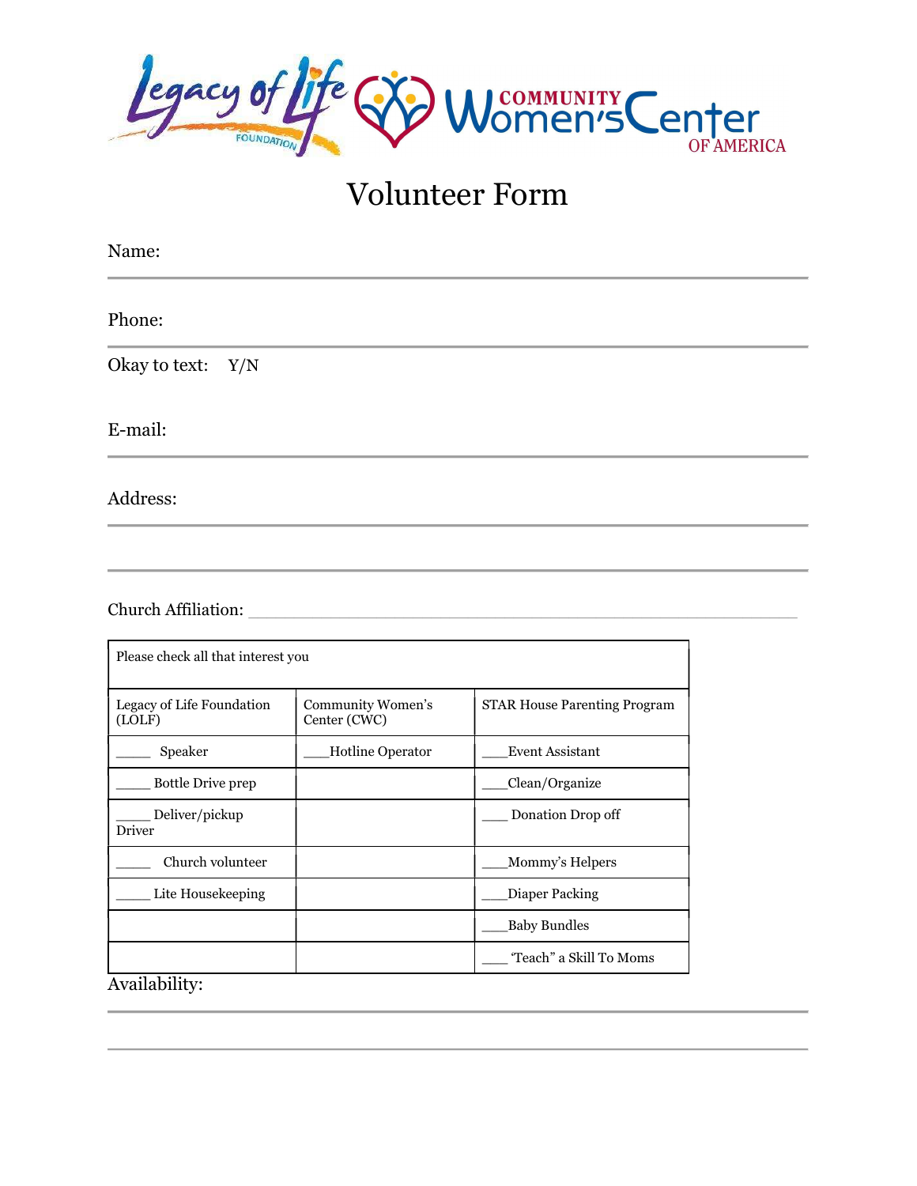Legacy of Life FOUNDATION | COMMUNITY Women's Center OF AMERICA

# Volunteer Form

Name: ______________________________

Phone: ______________________________

Okay to text: Y/N

E-mail: ______________________________

Address: ______________________________

______________________________

Church Affiliation: ______________________________

| Please check all that interest you | | |
|---|---|---|
| Legacy of Life Foundation (LOLF) | Community Women's Center (CWC) | STAR House Parenting Program |
| _____ Speaker | ___Hotline Operator | ___Event Assistant |
| _____ Bottle Drive prep | | ___Clean/Organize |
| _____ Deliver/pickup Driver | | ___ Donation Drop off |
| _____ Church volunteer | | ___Mommy's Helpers |
| _____ Lite Housekeeping | | ___Diaper Packing |
| | | ___Baby Bundles |
| | | ___ 'Teach" a Skill To Moms |

Availability: ______________________________

______________________________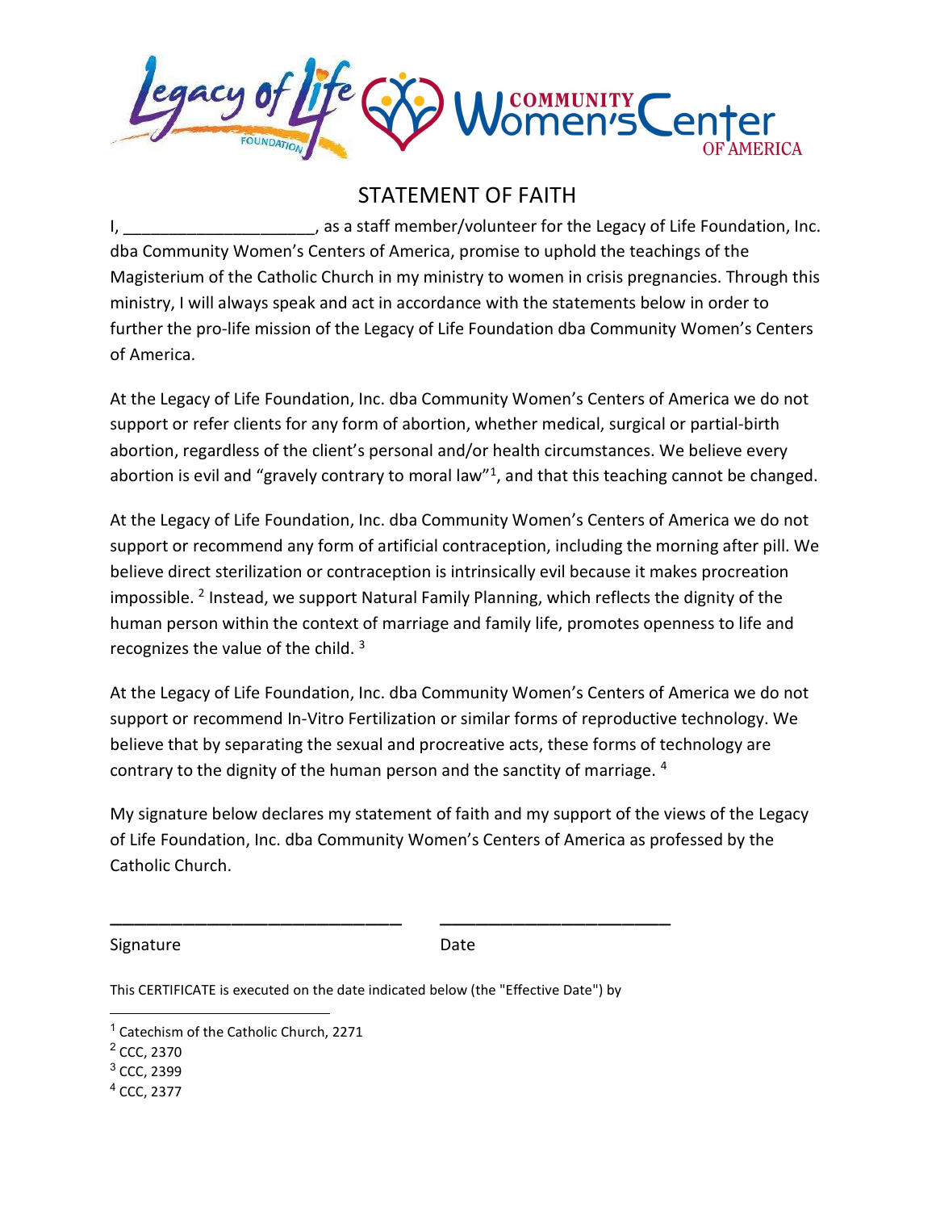# STATEMENT OF FAITH

I, ____________________, as a staff member/volunteer for the Legacy of Life Foundation, Inc. dba Community Women's Centers of America, promise to uphold the teachings of the Magisterium of the Catholic Church in my ministry to women in crisis pregnancies. Through this ministry, I will always speak and act in accordance with the statements below in order to further the pro-life mission of the Legacy of Life Foundation dba Community Women's Centers of America.

At the Legacy of Life Foundation, Inc. dba Community Women's Centers of America we do not support or refer clients for any form of abortion, whether medical, surgical or partial-birth abortion, regardless of the client's personal and/or health circumstances. We believe every abortion is evil and "gravely contrary to moral law"[1], and that this teaching cannot be changed.

At the Legacy of Life Foundation, Inc. dba Community Women's Centers of America we do not support or recommend any form of artificial contraception, including the morning after pill. We believe direct sterilization or contraception is intrinsically evil because it makes procreation impossible. [2] Instead, we support Natural Family Planning, which reflects the dignity of the human person within the context of marriage and family life, promotes openness to life and recognizes the value of the child. [3]

At the Legacy of Life Foundation, Inc. dba Community Women's Centers of America we do not support or recommend In-Vitro Fertilization or similar forms of reproductive technology. We believe that by separating the sexual and procreative acts, these forms of technology are contrary to the dignity of the human person and the sanctity of marriage. [4]

My signature below declares my statement of faith and my support of the views of the Legacy of Life Foundation, Inc. dba Community Women's Centers of America as professed by the Catholic Church.

______________________________ ________________________

Signature Date

This CERTIFICATE is executed on the date indicated below (the "Effective Date") by

---

[1] Catechism of the Catholic Church, 2271

[2] CCC, 2370

[3] CCC, 2399

[4] CCC, 2377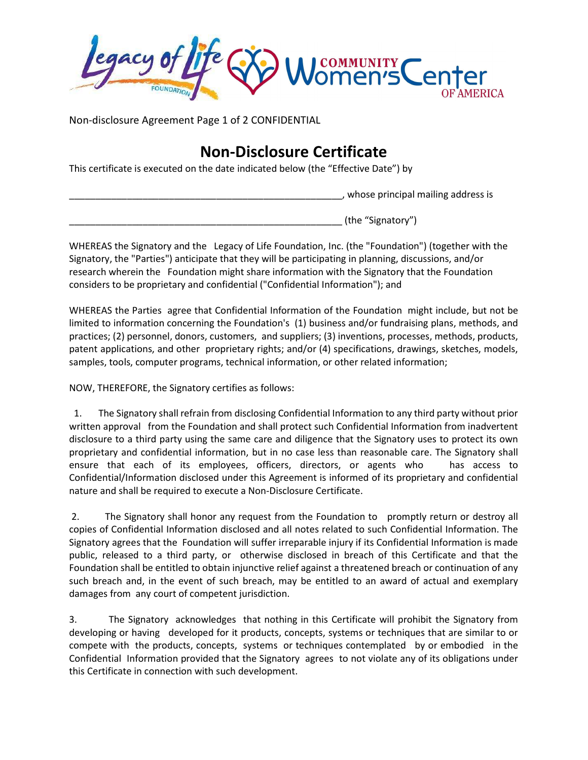Non-disclosure Agreement Page 1 of 2 CONFIDENTIAL

# Non-Disclosure Certificate

This certificate is executed on the date indicated below (the "Effective Date") by

_____________________________________________________, whose principal mailing address is

_____________________________________________________ (the "Signatory")

WHEREAS the Signatory and the Legacy of Life Foundation, Inc. (the "Foundation") (together with the Signatory, the "Parties") anticipate that they will be participating in planning, discussions, and/or research wherein the Foundation might share information with the Signatory that the Foundation considers to be proprietary and confidential ("Confidential Information"); and

WHEREAS the Parties agree that Confidential Information of the Foundation might include, but not be limited to information concerning the Foundation's (1) business and/or fundraising plans, methods, and practices; (2) personnel, donors, customers, and suppliers; (3) inventions, processes, methods, products, patent applications, and other proprietary rights; and/or (4) specifications, drawings, sketches, models, samples, tools, computer programs, technical information, or other related information;

NOW, THEREFORE, the Signatory certifies as follows:

1. The Signatory shall refrain from disclosing Confidential Information to any third party without prior written approval from the Foundation and shall protect such Confidential Information from inadvertent disclosure to a third party using the same care and diligence that the Signatory uses to protect its own proprietary and confidential information, but in no case less than reasonable care. The Signatory shall ensure that each of its employees, officers, directors, or agents who has access to Confidential/Information disclosed under this Agreement is informed of its proprietary and confidential nature and shall be required to execute a Non-Disclosure Certificate.

2. The Signatory shall honor any request from the Foundation to promptly return or destroy all copies of Confidential Information disclosed and all notes related to such Confidential Information. The Signatory agrees that the Foundation will suffer irreparable injury if its Confidential Information is made public, released to a third party, or otherwise disclosed in breach of this Certificate and that the Foundation shall be entitled to obtain injunctive relief against a threatened breach or continuation of any such breach and, in the event of such breach, may be entitled to an award of actual and exemplary damages from any court of competent jurisdiction.

3. The Signatory acknowledges that nothing in this Certificate will prohibit the Signatory from developing or having developed for it products, concepts, systems or techniques that are similar to or compete with the products, concepts, systems or techniques contemplated by or embodied in the Confidential Information provided that the Signatory agrees to not violate any of its obligations under this Certificate in connection with such development.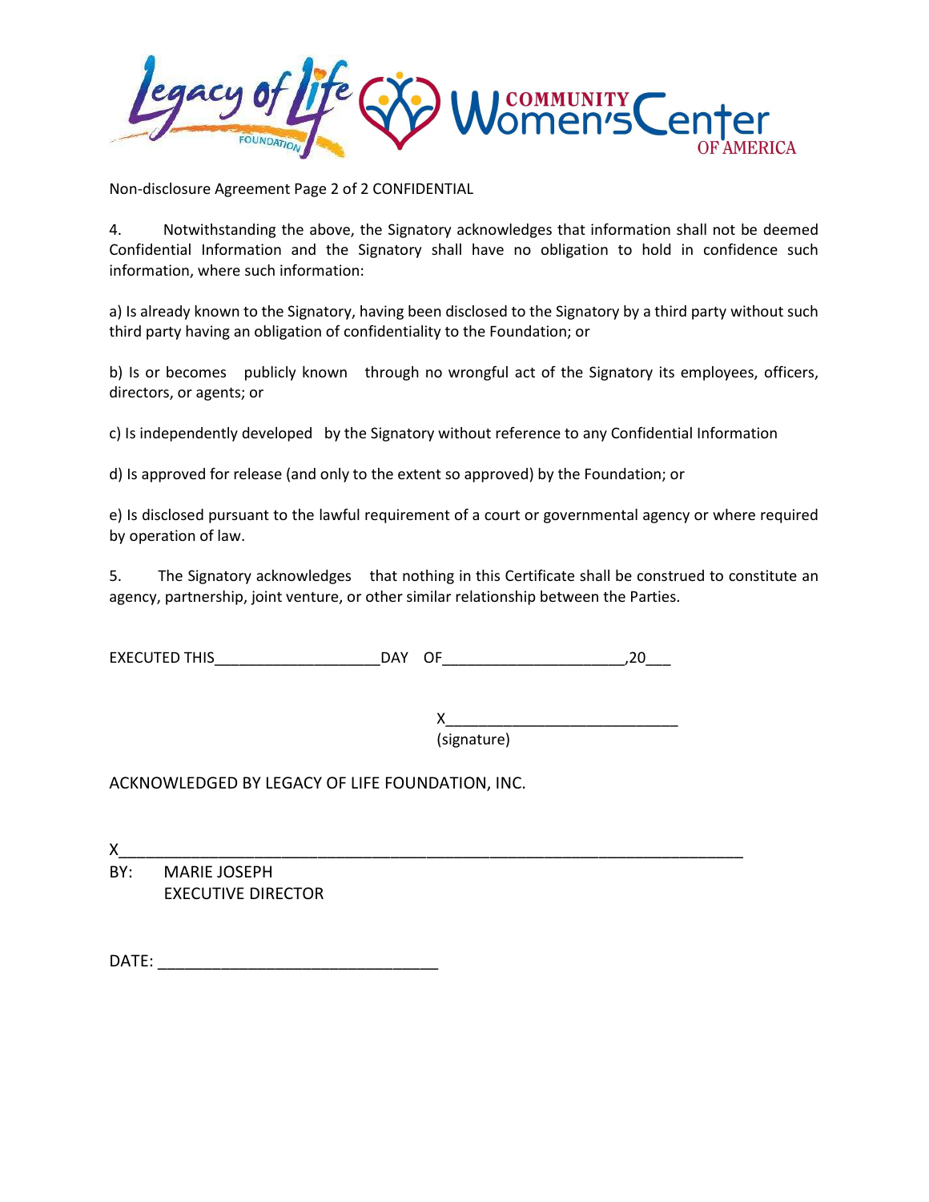Non-disclosure Agreement Page 2 of 2 CONFIDENTIAL

4. Notwithstanding the above, the Signatory acknowledges that information shall not be deemed Confidential Information and the Signatory shall have no obligation to hold in confidence such information, where such information:

a) Is already known to the Signatory, having been disclosed to the Signatory by a third party without such third party having an obligation of confidentiality to the Foundation; or

b) Is or becomes publicly known through no wrongful act of the Signatory its employees, officers, directors, or agents; or

c) Is independently developed by the Signatory without reference to any Confidential Information

d) Is approved for release (and only to the extent so approved) by the Foundation; or

e) Is disclosed pursuant to the lawful requirement of a court or governmental agency or where required by operation of law.

5. The Signatory acknowledges that nothing in this Certificate shall be construed to constitute an agency, partnership, joint venture, or other similar relationship between the Parties.

EXECUTED THIS___________________DAY OF_____________________,20___

X__________________________
(signature)

ACKNOWLEDGED BY LEGACY OF LIFE FOUNDATION, INC.

X________________________________________________________________________
BY: MARIE JOSEPH
EXECUTIVE DIRECTOR

DATE: ______________________________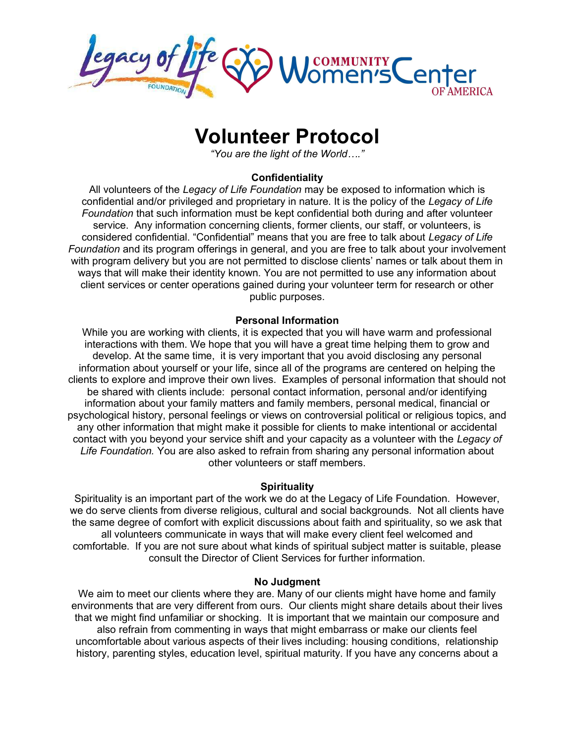# Volunteer Protocol

*"You are the light of the World…."*

### Confidentiality

All volunteers of the *Legacy of Life Foundation* may be exposed to information which is confidential and/or privileged and proprietary in nature. It is the policy of the *Legacy of Life Foundation* that such information must be kept confidential both during and after volunteer service. Any information concerning clients, former clients, our staff, or volunteers, is considered confidential. "Confidential" means that you are free to talk about *Legacy of Life Foundation* and its program offerings in general, and you are free to talk about your involvement with program delivery but you are not permitted to disclose clients' names or talk about them in ways that will make their identity known. You are not permitted to use any information about client services or center operations gained during your volunteer term for research or other public purposes.

### Personal Information

While you are working with clients, it is expected that you will have warm and professional interactions with them. We hope that you will have a great time helping them to grow and develop. At the same time, it is very important that you avoid disclosing any personal information about yourself or your life, since all of the programs are centered on helping the clients to explore and improve their own lives. Examples of personal information that should not be shared with clients include: personal contact information, personal and/or identifying information about your family matters and family members, personal medical, financial or psychological history, personal feelings or views on controversial political or religious topics, and any other information that might make it possible for clients to make intentional or accidental contact with you beyond your service shift and your capacity as a volunteer with the *Legacy of Life Foundation.* You are also asked to refrain from sharing any personal information about other volunteers or staff members.

### Spirituality

Spirituality is an important part of the work we do at the Legacy of Life Foundation. However, we do serve clients from diverse religious, cultural and social backgrounds. Not all clients have the same degree of comfort with explicit discussions about faith and spirituality, so we ask that all volunteers communicate in ways that will make every client feel welcomed and comfortable. If you are not sure about what kinds of spiritual subject matter is suitable, please consult the Director of Client Services for further information.

### No Judgment

We aim to meet our clients where they are. Many of our clients might have home and family environments that are very different from ours. Our clients might share details about their lives that we might find unfamiliar or shocking. It is important that we maintain our composure and also refrain from commenting in ways that might embarrass or make our clients feel uncomfortable about various aspects of their lives including: housing conditions, relationship history, parenting styles, education level, spiritual maturity. If you have any concerns about a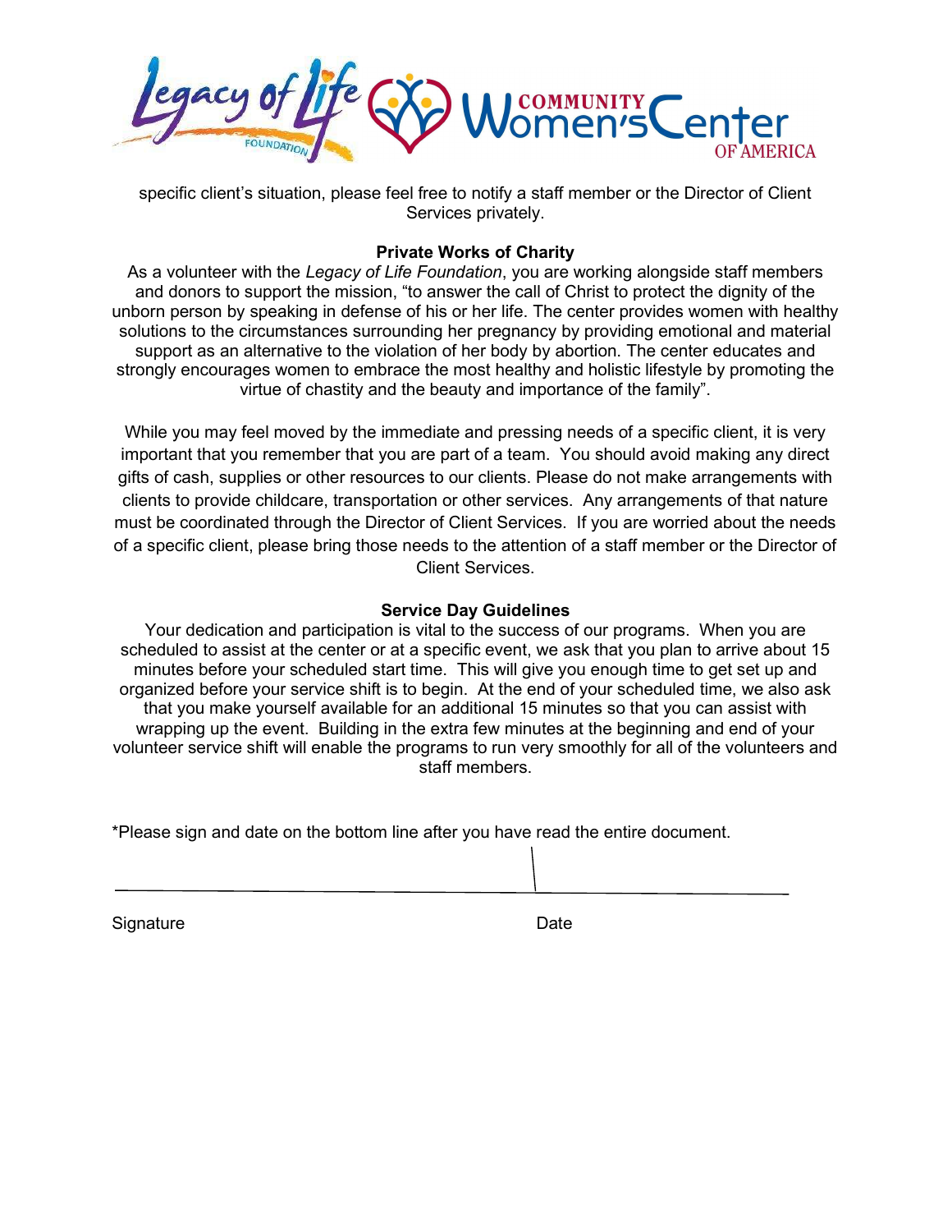specific client's situation, please feel free to notify a staff member or the Director of Client Services privately.

**Private Works of Charity**

As a volunteer with the *Legacy of Life Foundation*, you are working alongside staff members and donors to support the mission, "to answer the call of Christ to protect the dignity of the unborn person by speaking in defense of his or her life. The center provides women with healthy solutions to the circumstances surrounding her pregnancy by providing emotional and material support as an alternative to the violation of her body by abortion. The center educates and strongly encourages women to embrace the most healthy and holistic lifestyle by promoting the virtue of chastity and the beauty and importance of the family".

While you may feel moved by the immediate and pressing needs of a specific client, it is very important that you remember that you are part of a team. You should avoid making any direct gifts of cash, supplies or other resources to our clients. Please do not make arrangements with clients to provide childcare, transportation or other services. Any arrangements of that nature must be coordinated through the Director of Client Services. If you are worried about the needs of a specific client, please bring those needs to the attention of a staff member or the Director of Client Services.

**Service Day Guidelines**

Your dedication and participation is vital to the success of our programs. When you are scheduled to assist at the center or at a specific event, we ask that you plan to arrive about 15 minutes before your scheduled start time. This will give you enough time to get set up and organized before your service shift is to begin. At the end of your scheduled time, we also ask that you make yourself available for an additional 15 minutes so that you can assist with wrapping up the event. Building in the extra few minutes at the beginning and end of your volunteer service shift will enable the programs to run very smoothly for all of the volunteers and staff members.

*Please sign and date on the bottom line after you have read the entire document.

\_\_\_\_\_\_\_\_\_\_\_\_\_\_\_\_\_\_\_\_\_\_\_\_\_\_\_\_\_\_\_\_\_\_\_\_\_\_\_\_ | \_\_\_\_\_\_\_\_\_\_\_\_\_\_\_\_\_\_\_\_\_\_\_\_

Signature Date